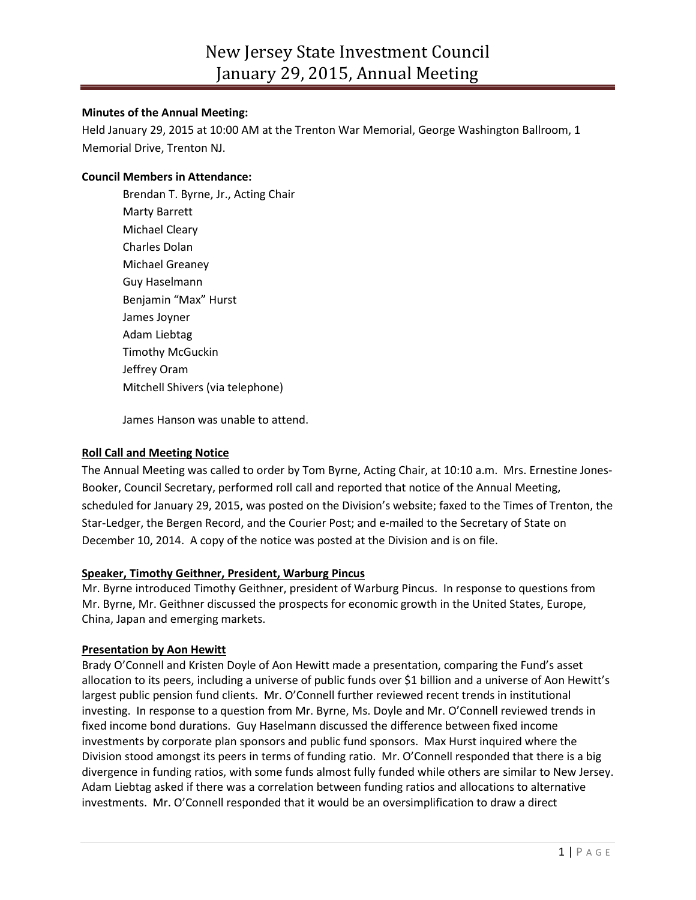# New Jersey State Investment Council
# January 29, 2015, Annual Meeting

**Minutes of the Annual Meeting:**

Held January 29, 2015 at 10:00 AM at the Trenton War Memorial, George Washington Ballroom, 1 Memorial Drive, Trenton NJ.

**Council Members in Attendance:**

Brendan T. Byrne, Jr., Acting Chair
Marty Barrett
Michael Cleary
Charles Dolan
Michael Greaney
Guy Haselmann
Benjamin "Max" Hurst
James Joyner
Adam Liebtag
Timothy McGuckin
Jeffrey Oram
Mitchell Shivers (via telephone)

James Hanson was unable to attend.

**Roll Call and Meeting Notice**

The Annual Meeting was called to order by Tom Byrne, Acting Chair, at 10:10 a.m. Mrs. Ernestine Jones-Booker, Council Secretary, performed roll call and reported that notice of the Annual Meeting, scheduled for January 29, 2015, was posted on the Division's website; faxed to the Times of Trenton, the Star-Ledger, the Bergen Record, and the Courier Post; and e-mailed to the Secretary of State on December 10, 2014. A copy of the notice was posted at the Division and is on file.

**Speaker, Timothy Geithner, President, Warburg Pincus**

Mr. Byrne introduced Timothy Geithner, president of Warburg Pincus. In response to questions from Mr. Byrne, Mr. Geithner discussed the prospects for economic growth in the United States, Europe, China, Japan and emerging markets.

**Presentation by Aon Hewitt**

Brady O'Connell and Kristen Doyle of Aon Hewitt made a presentation, comparing the Fund's asset allocation to its peers, including a universe of public funds over $1 billion and a universe of Aon Hewitt's largest public pension fund clients. Mr. O'Connell further reviewed recent trends in institutional investing. In response to a question from Mr. Byrne, Ms. Doyle and Mr. O'Connell reviewed trends in fixed income bond durations. Guy Haselmann discussed the difference between fixed income investments by corporate plan sponsors and public fund sponsors. Max Hurst inquired where the Division stood amongst its peers in terms of funding ratio. Mr. O'Connell responded that there is a big divergence in funding ratios, with some funds almost fully funded while others are similar to New Jersey. Adam Liebtag asked if there was a correlation between funding ratios and allocations to alternative investments. Mr. O'Connell responded that it would be an oversimplification to draw a direct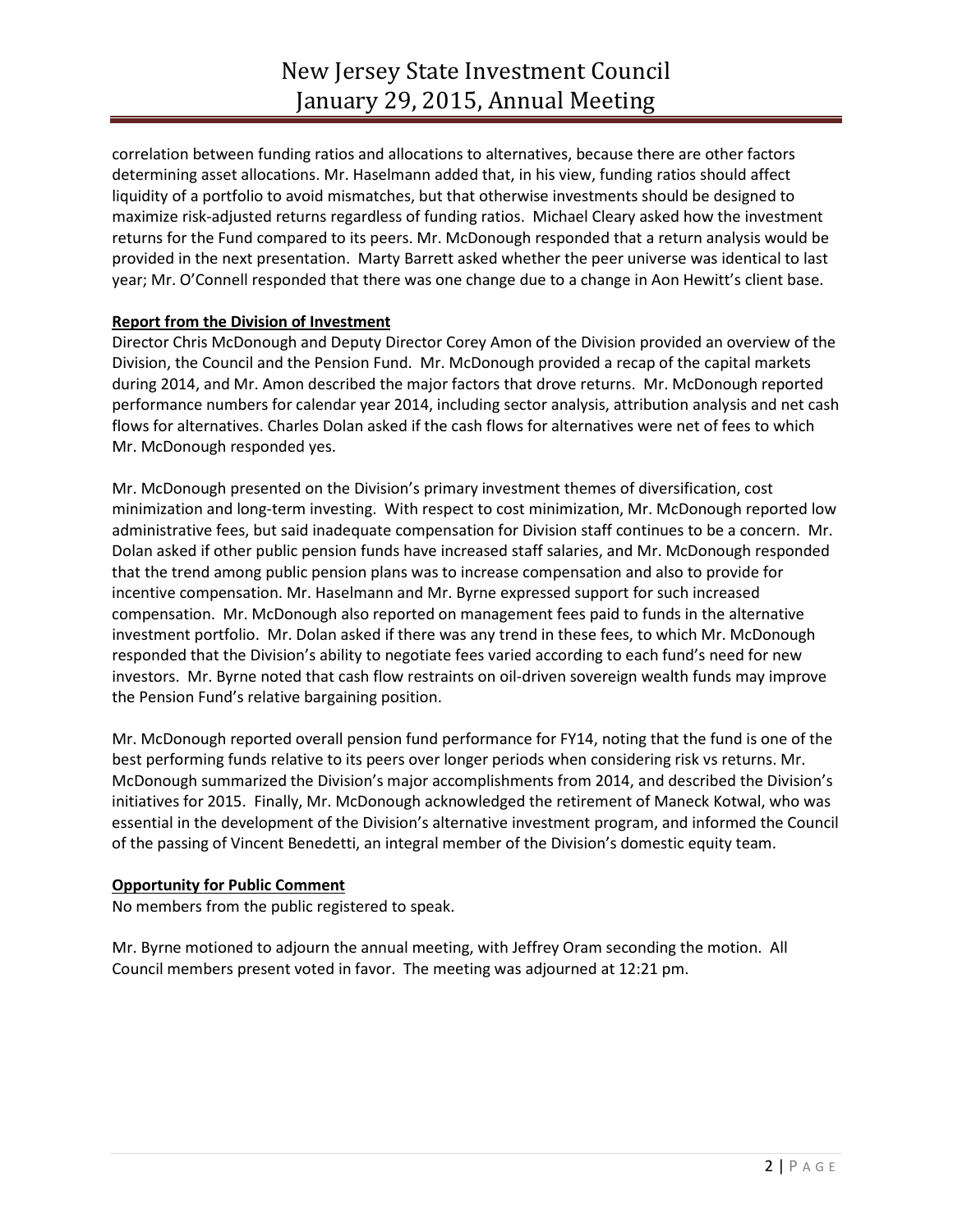correlation between funding ratios and allocations to alternatives, because there are other factors determining asset allocations. Mr. Haselmann added that, in his view, funding ratios should affect liquidity of a portfolio to avoid mismatches, but that otherwise investments should be designed to maximize risk-adjusted returns regardless of funding ratios. Michael Cleary asked how the investment returns for the Fund compared to its peers. Mr. McDonough responded that a return analysis would be provided in the next presentation. Marty Barrett asked whether the peer universe was identical to last year; Mr. O'Connell responded that there was one change due to a change in Aon Hewitt's client base.

**Report from the Division of Investment**

Director Chris McDonough and Deputy Director Corey Amon of the Division provided an overview of the Division, the Council and the Pension Fund. Mr. McDonough provided a recap of the capital markets during 2014, and Mr. Amon described the major factors that drove returns. Mr. McDonough reported performance numbers for calendar year 2014, including sector analysis, attribution analysis and net cash flows for alternatives. Charles Dolan asked if the cash flows for alternatives were net of fees to which Mr. McDonough responded yes.

Mr. McDonough presented on the Division's primary investment themes of diversification, cost minimization and long-term investing. With respect to cost minimization, Mr. McDonough reported low administrative fees, but said inadequate compensation for Division staff continues to be a concern. Mr. Dolan asked if other public pension funds have increased staff salaries, and Mr. McDonough responded that the trend among public pension plans was to increase compensation and also to provide for incentive compensation. Mr. Haselmann and Mr. Byrne expressed support for such increased compensation. Mr. McDonough also reported on management fees paid to funds in the alternative investment portfolio. Mr. Dolan asked if there was any trend in these fees, to which Mr. McDonough responded that the Division's ability to negotiate fees varied according to each fund's need for new investors. Mr. Byrne noted that cash flow restraints on oil-driven sovereign wealth funds may improve the Pension Fund's relative bargaining position.

Mr. McDonough reported overall pension fund performance for FY14, noting that the fund is one of the best performing funds relative to its peers over longer periods when considering risk vs returns. Mr. McDonough summarized the Division's major accomplishments from 2014, and described the Division's initiatives for 2015. Finally, Mr. McDonough acknowledged the retirement of Maneck Kotwal, who was essential in the development of the Division's alternative investment program, and informed the Council of the passing of Vincent Benedetti, an integral member of the Division's domestic equity team.

**Opportunity for Public Comment**

No members from the public registered to speak.

Mr. Byrne motioned to adjourn the annual meeting, with Jeffrey Oram seconding the motion. All Council members present voted in favor. The meeting was adjourned at 12:21 pm.